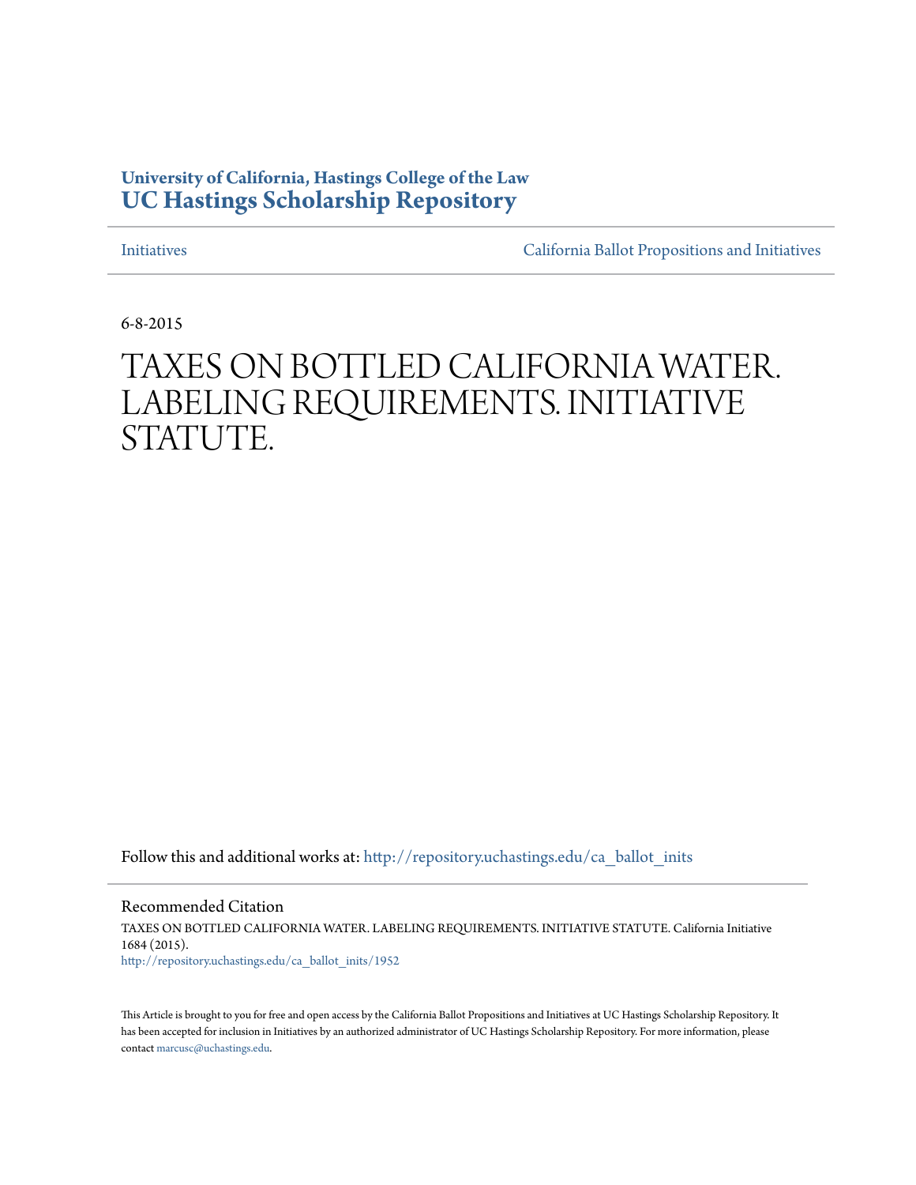**University of California, Hastings College of the Law**
**UC Hastings Scholarship Repository**

Initiatives | California Ballot Propositions and Initiatives

6-8-2015

# TAXES ON BOTTLED CALIFORNIA WATER. LABELING REQUIREMENTS. INITIATIVE STATUTE.

Follow this and additional works at: http://repository.uchastings.edu/ca_ballot_inits

## Recommended Citation

TAXES ON BOTTLED CALIFORNIA WATER. LABELING REQUIREMENTS. INITIATIVE STATUTE. California Initiative 1684 (2015).
http://repository.uchastings.edu/ca_ballot_inits/1952

This Article is brought to you for free and open access by the California Ballot Propositions and Initiatives at UC Hastings Scholarship Repository. It has been accepted for inclusion in Initiatives by an authorized administrator of UC Hastings Scholarship Repository. For more information, please contact marcusc@uchastings.edu.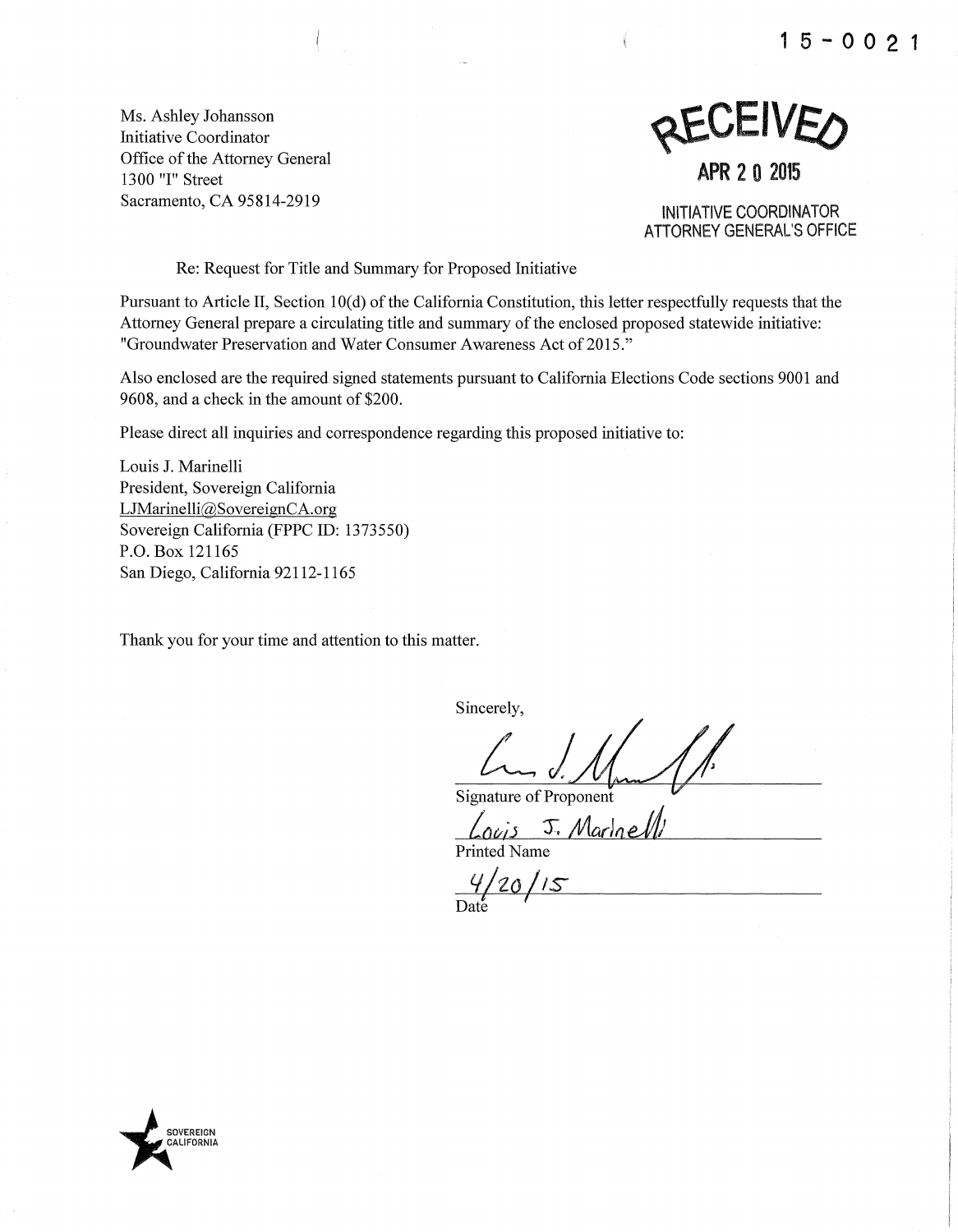15-0021

Ms. Ashley Johansson
Initiative Coordinator
Office of the Attorney General
1300 "I" Street
Sacramento, CA 95814-2919

RECEIVED

APR 20 2015

INITIATIVE COORDINATOR
ATTORNEY GENERAL'S OFFICE

Re: Request for Title and Summary for Proposed Initiative

Pursuant to Article II, Section 10(d) of the California Constitution, this letter respectfully requests that the Attorney General prepare a circulating title and summary of the enclosed proposed statewide initiative: "Groundwater Preservation and Water Consumer Awareness Act of 2015."

Also enclosed are the required signed statements pursuant to California Elections Code sections 9001 and 9608, and a check in the amount of $200.

Please direct all inquiries and correspondence regarding this proposed initiative to:

Louis J. Marinelli
President, Sovereign California
LJMarinelli@SovereignCA.org
Sovereign California (FPPC ID: 1373550)
P.O. Box 121165
San Diego, California 92112-1165

Thank you for your time and attention to this matter.

Sincerely,

Signature of Proponent

Louis J. Marinelli
Printed Name

4/20/15
Date

SOVEREIGN CALIFORNIA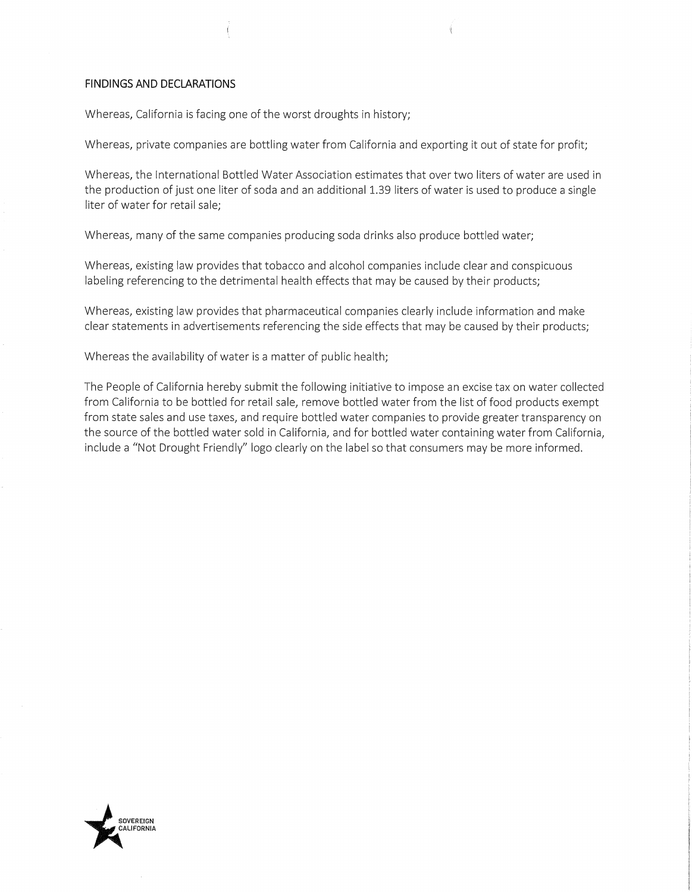## FINDINGS AND DECLARATIONS

Whereas, California is facing one of the worst droughts in history;

Whereas, private companies are bottling water from California and exporting it out of state for profit;

Whereas, the International Bottled Water Association estimates that over two liters of water are used in the production of just one liter of soda and an additional 1.39 liters of water is used to produce a single liter of water for retail sale;

Whereas, many of the same companies producing soda drinks also produce bottled water;

Whereas, existing law provides that tobacco and alcohol companies include clear and conspicuous labeling referencing to the detrimental health effects that may be caused by their products;

Whereas, existing law provides that pharmaceutical companies clearly include information and make clear statements in advertisements referencing the side effects that may be caused by their products;

Whereas the availability of water is a matter of public health;

The People of California hereby submit the following initiative to impose an excise tax on water collected from California to be bottled for retail sale, remove bottled water from the list of food products exempt from state sales and use taxes, and require bottled water companies to provide greater transparency on the source of the bottled water sold in California, and for bottled water containing water from California, include a "Not Drought Friendly" logo clearly on the label so that consumers may be more informed.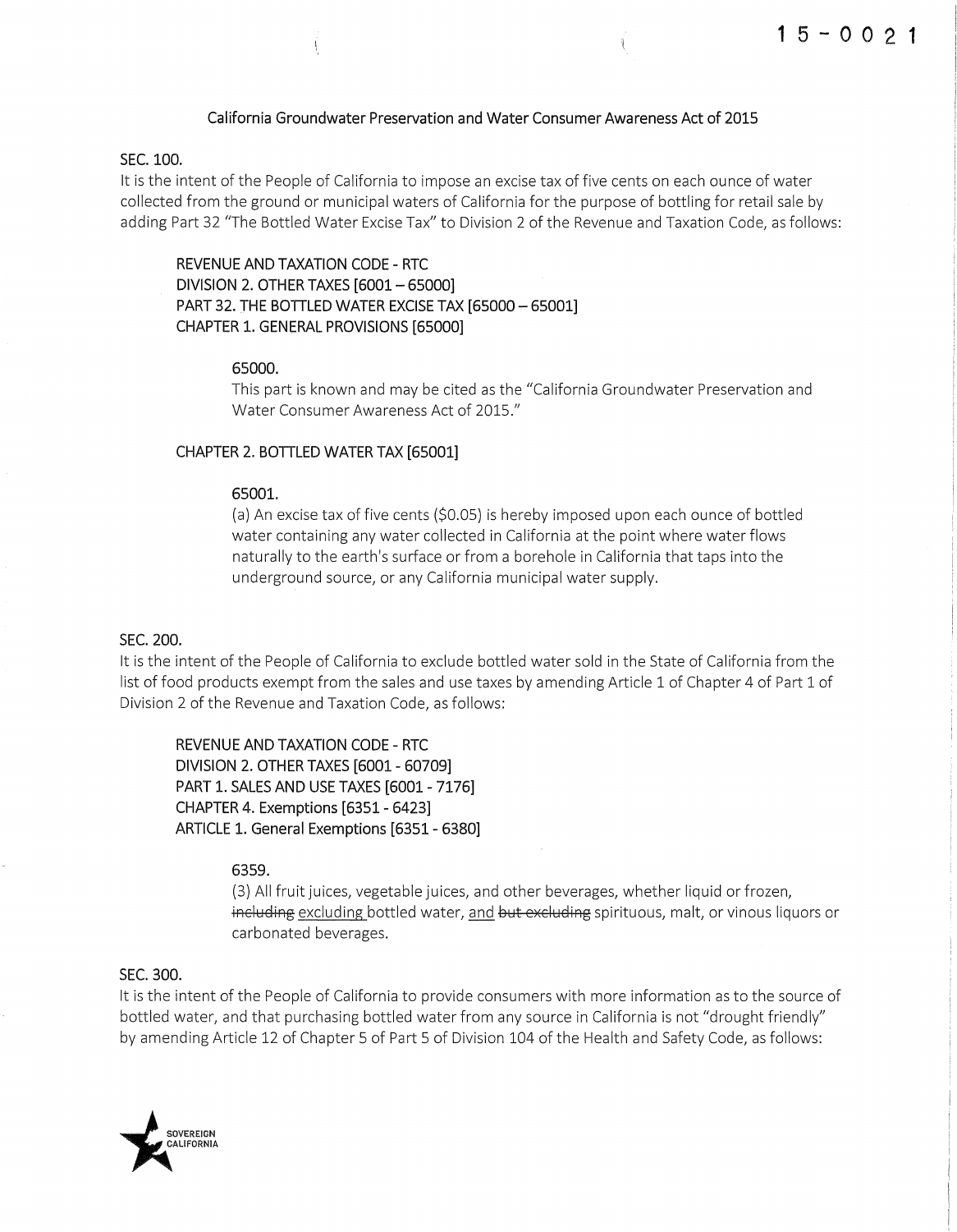15-0021

## California Groundwater Preservation and Water Consumer Awareness Act of 2015

SEC. 100.

It is the intent of the People of California to impose an excise tax of five cents on each ounce of water collected from the ground or municipal waters of California for the purpose of bottling for retail sale by adding Part 32 "The Bottled Water Excise Tax" to Division 2 of the Revenue and Taxation Code, as follows:

> REVENUE AND TAXATION CODE - RTC
> DIVISION 2. OTHER TAXES [6001 – 65000]
> PART 32. THE BOTTLED WATER EXCISE TAX [65000 – 65001]
> CHAPTER 1. GENERAL PROVISIONS [65000]
>
> 65000.
>
> This part is known and may be cited as the "California Groundwater Preservation and Water Consumer Awareness Act of 2015."
>
> CHAPTER 2. BOTTLED WATER TAX [65001]
>
> 65001.
>
> (a) An excise tax of five cents ($0.05) is hereby imposed upon each ounce of bottled water containing any water collected in California at the point where water flows naturally to the earth's surface or from a borehole in California that taps into the underground source, or any California municipal water supply.

SEC. 200.

It is the intent of the People of California to exclude bottled water sold in the State of California from the list of food products exempt from the sales and use taxes by amending Article 1 of Chapter 4 of Part 1 of Division 2 of the Revenue and Taxation Code, as follows:

> REVENUE AND TAXATION CODE - RTC
> DIVISION 2. OTHER TAXES [6001 - 60709]
> PART 1. SALES AND USE TAXES [6001 - 7176]
> CHAPTER 4. Exemptions [6351 - 6423]
> ARTICLE 1. General Exemptions [6351 - 6380]
>
> 6359.
>
> (3) All fruit juices, vegetable juices, and other beverages, whether liquid or frozen, ~~including~~ <u>excluding</u> bottled water, <u>and</u> ~~but excluding~~ spirituous, malt, or vinous liquors or carbonated beverages.

SEC. 300.

It is the intent of the People of California to provide consumers with more information as to the source of bottled water, and that purchasing bottled water from any source in California is not "drought friendly" by amending Article 12 of Chapter 5 of Part 5 of Division 104 of the Health and Safety Code, as follows: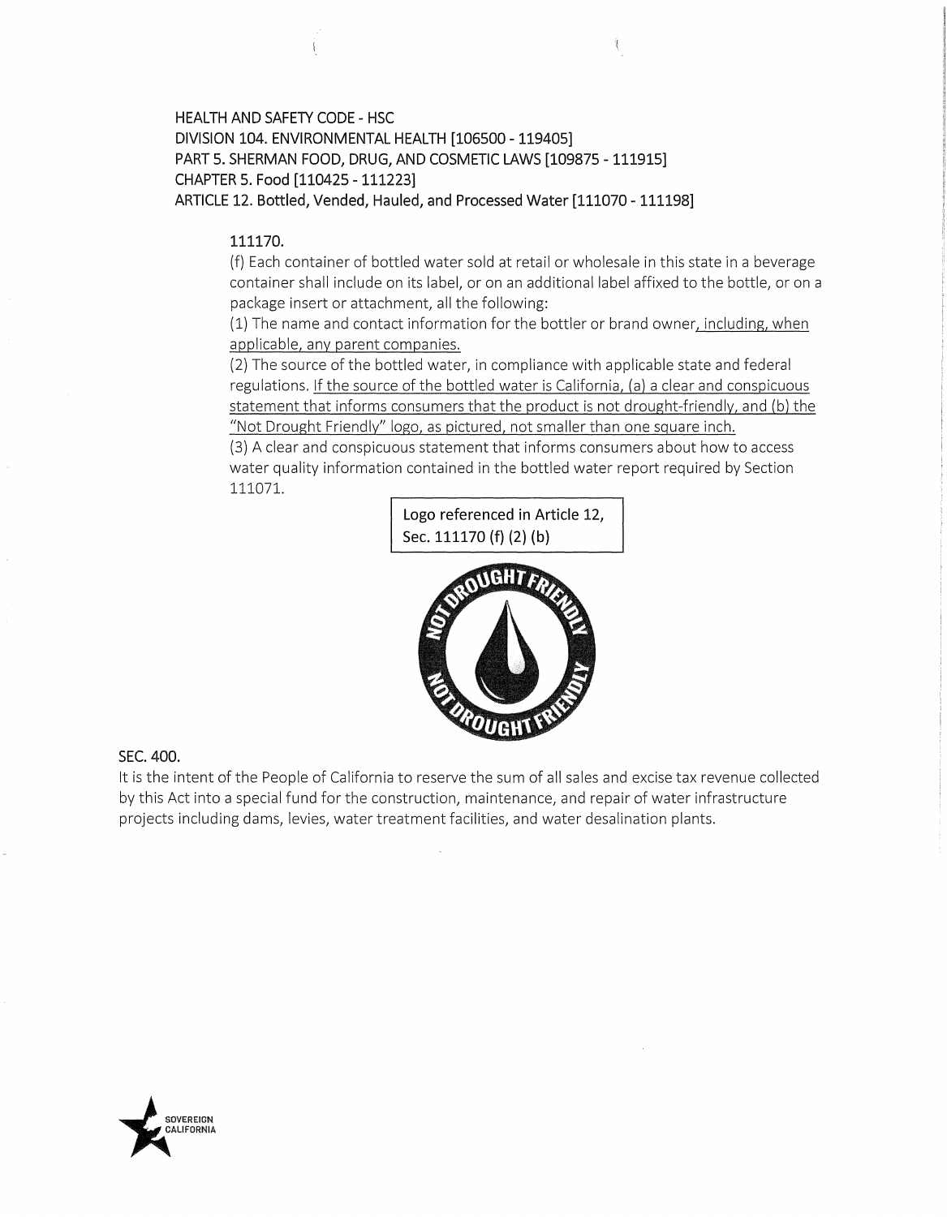HEALTH AND SAFETY CODE - HSC
DIVISION 104. ENVIRONMENTAL HEALTH [106500 - 119405]
PART 5. SHERMAN FOOD, DRUG, AND COSMETIC LAWS [109875 - 111915]
CHAPTER 5. Food [110425 - 111223]
ARTICLE 12. Bottled, Vended, Hauled, and Processed Water [111070 - 111198]

111170.

(f) Each container of bottled water sold at retail or wholesale in this state in a beverage container shall include on its label, or on an additional label affixed to the bottle, or on a package insert or attachment, all the following:

(1) The name and contact information for the bottler or brand owner<u>, including, when applicable, any parent companies.</u>

(2) The source of the bottled water, in compliance with applicable state and federal regulations. <u>If the source of the bottled water is California, (a) a clear and conspicuous statement that informs consumers that the product is not drought-friendly, and (b) the "Not Drought Friendly" logo, as pictured, not smaller than one square inch.</u>

(3) A clear and conspicuous statement that informs consumers about how to access water quality information contained in the bottled water report required by Section 111071.

Logo referenced in Article 12, Sec. 111170 (f) (2) (b)

NOT DROUGHT FRIENDLY

SEC. 400.

It is the intent of the People of California to reserve the sum of all sales and excise tax revenue collected by this Act into a special fund for the construction, maintenance, and repair of water infrastructure projects including dams, levies, water treatment facilities, and water desalination plants.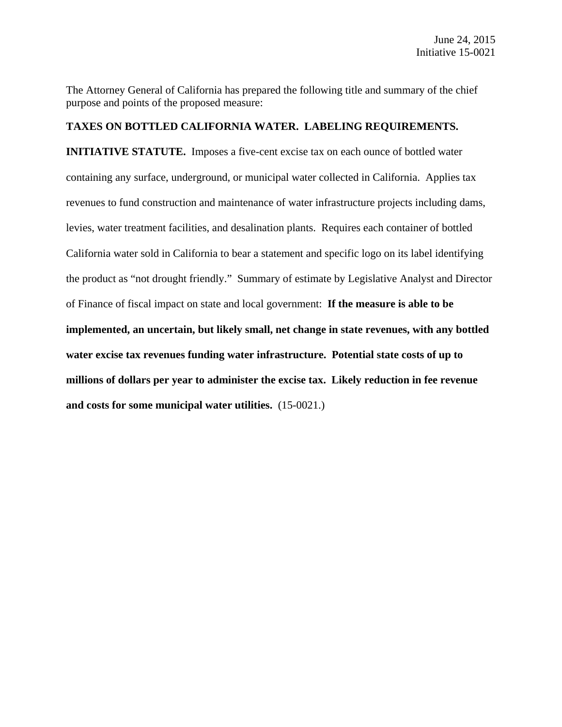June 24, 2015
Initiative 15-0021

The Attorney General of California has prepared the following title and summary of the chief purpose and points of the proposed measure:

**TAXES ON BOTTLED CALIFORNIA WATER. LABELING REQUIREMENTS.**

**INITIATIVE STATUTE.** Imposes a five-cent excise tax on each ounce of bottled water containing any surface, underground, or municipal water collected in California. Applies tax revenues to fund construction and maintenance of water infrastructure projects including dams, levies, water treatment facilities, and desalination plants. Requires each container of bottled California water sold in California to bear a statement and specific logo on its label identifying the product as "not drought friendly." Summary of estimate by Legislative Analyst and Director of Finance of fiscal impact on state and local government: **If the measure is able to be implemented, an uncertain, but likely small, net change in state revenues, with any bottled water excise tax revenues funding water infrastructure. Potential state costs of up to millions of dollars per year to administer the excise tax. Likely reduction in fee revenue and costs for some municipal water utilities.** (15-0021.)